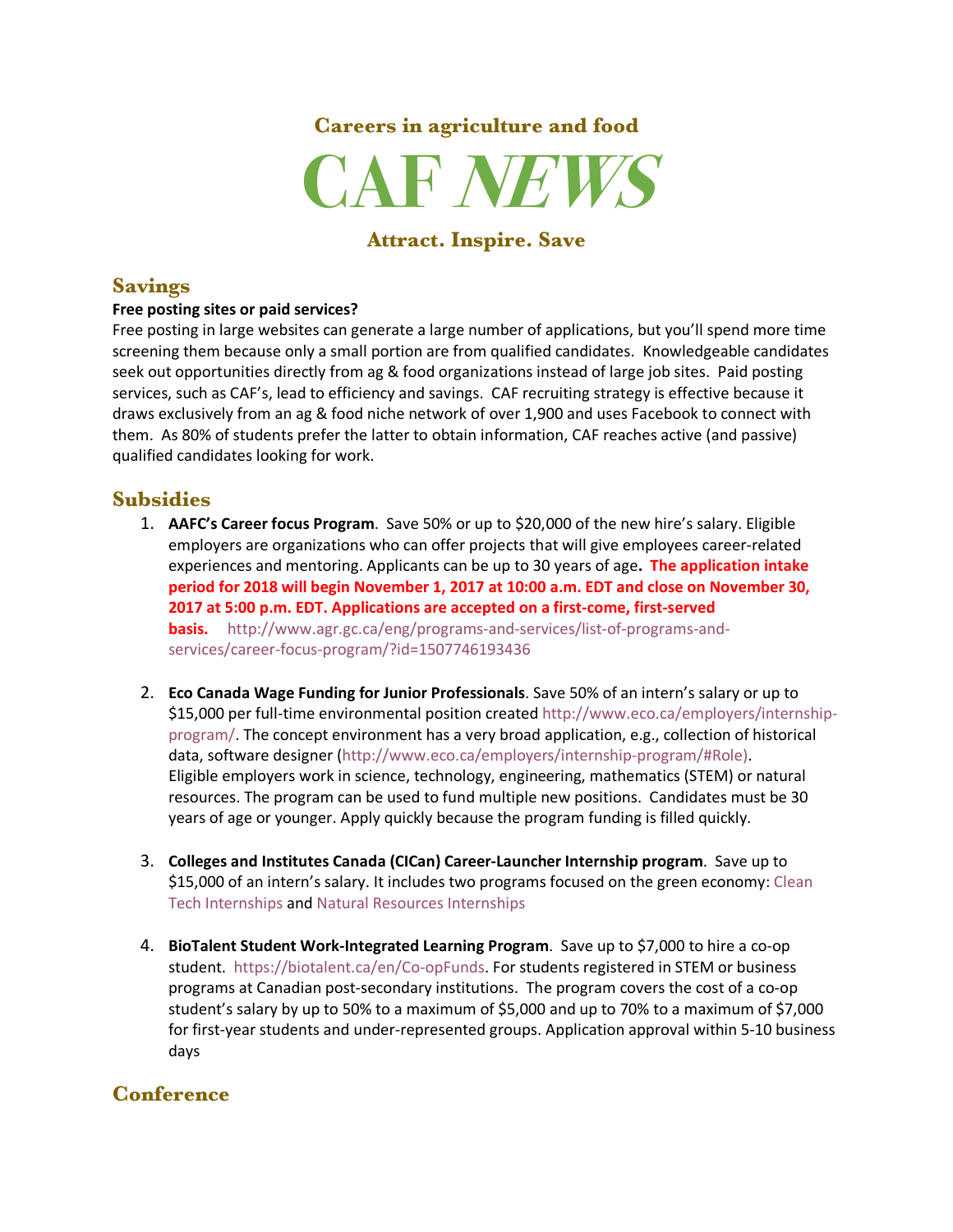**Careers in agriculture and food**

# CAF *NEWS*

**Attract. Inspire. Save**

## Savings

**Free posting sites or paid services?**

Free posting in large websites can generate a large number of applications, but you'll spend more time screening them because only a small portion are from qualified candidates. Knowledgeable candidates seek out opportunities directly from ag & food organizations instead of large job sites. Paid posting services, such as CAF's, lead to efficiency and savings. CAF recruiting strategy is effective because it draws exclusively from an ag & food niche network of over 1,900 and uses Facebook to connect with them. As 80% of students prefer the latter to obtain information, CAF reaches active (and passive) qualified candidates looking for work.

## Subsidies

1. **AAFC's Career focus Program**. Save 50% or up to $20,000 of the new hire's salary. Eligible employers are organizations who can offer projects that will give employees career-related experiences and mentoring. Applicants can be up to 30 years of age**. The application intake period for 2018 will begin November 1, 2017 at 10:00 a.m. EDT and close on November 30, 2017 at 5:00 p.m. EDT. Applications are accepted on a first-come, first-served basis.** http://www.agr.gc.ca/eng/programs-and-services/list-of-programs-and-services/career-focus-program/?id=1507746193436

2. **Eco Canada Wage Funding for Junior Professionals**. Save 50% of an intern's salary or up to $15,000 per full-time environmental position created http://www.eco.ca/employers/internship-program/. The concept environment has a very broad application, e.g., collection of historical data, software designer (http://www.eco.ca/employers/internship-program/#Role). Eligible employers work in science, technology, engineering, mathematics (STEM) or natural resources. The program can be used to fund multiple new positions. Candidates must be 30 years of age or younger. Apply quickly because the program funding is filled quickly.

3. **Colleges and Institutes Canada (CICan) Career-Launcher Internship program**. Save up to $15,000 of an intern's salary. It includes two programs focused on the green economy: Clean Tech Internships and Natural Resources Internships

4. **BioTalent Student Work-Integrated Learning Program**. Save up to $7,000 to hire a co-op student. https://biotalent.ca/en/Co-opFunds. For students registered in STEM or business programs at Canadian post-secondary institutions. The program covers the cost of a co-op student's salary by up to 50% to a maximum of $5,000 and up to 70% to a maximum of $7,000 for first-year students and under-represented groups. Application approval within 5-10 business days

## Conference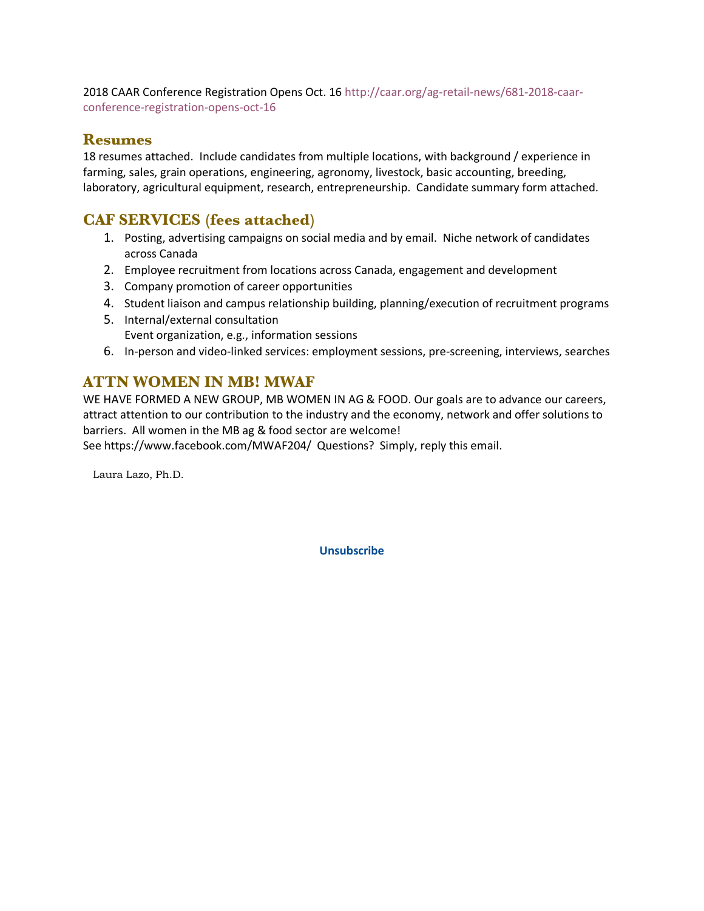2018 CAAR Conference Registration Opens Oct. 16 http://caar.org/ag-retail-news/681-2018-caar-conference-registration-opens-oct-16

## Resumes

18 resumes attached. Include candidates from multiple locations, with background / experience in farming, sales, grain operations, engineering, agronomy, livestock, basic accounting, breeding, laboratory, agricultural equipment, research, entrepreneurship. Candidate summary form attached.

## CAF SERVICES (fees attached)

1. Posting, advertising campaigns on social media and by email. Niche network of candidates across Canada
2. Employee recruitment from locations across Canada, engagement and development
3. Company promotion of career opportunities
4. Student liaison and campus relationship building, planning/execution of recruitment programs
5. Internal/external consultation
   Event organization, e.g., information sessions
6. In-person and video-linked services: employment sessions, pre-screening, interviews, searches

## ATTN WOMEN IN MB! MWAF

WE HAVE FORMED A NEW GROUP, MB WOMEN IN AG & FOOD. Our goals are to advance our careers, attract attention to our contribution to the industry and the economy, network and offer solutions to barriers. All women in the MB ag & food sector are welcome!
See https://www.facebook.com/MWAF204/ Questions? Simply, reply this email.

Laura Lazo, Ph.D.

**Unsubscribe**